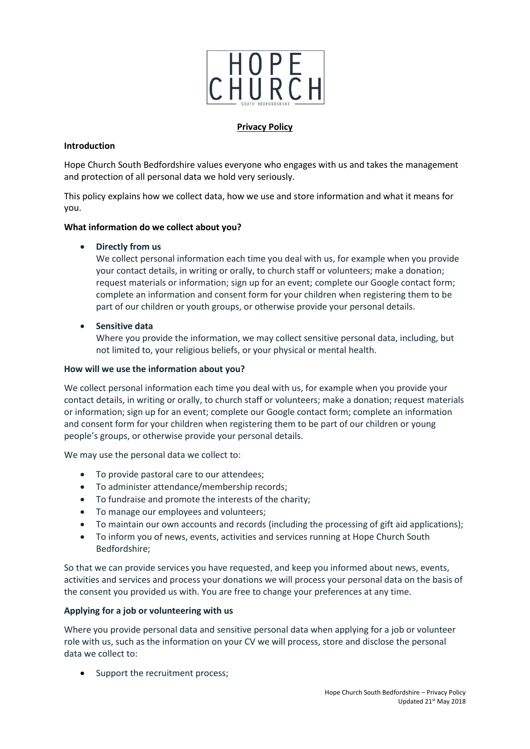# HOPE CHURCH

SOUTH BEDFORDSHIRE

## Privacy Policy

### Introduction

Hope Church South Bedfordshire values everyone who engages with us and takes the management and protection of all personal data we hold very seriously.

This policy explains how we collect data, how we use and store information and what it means for you.

### What information do we collect about you?

- **Directly from us**
  We collect personal information each time you deal with us, for example when you provide your contact details, in writing or orally, to church staff or volunteers; make a donation; request materials or information; sign up for an event; complete our Google contact form; complete an information and consent form for your children when registering them to be part of our children or youth groups, or otherwise provide your personal details.

- **Sensitive data**
  Where you provide the information, we may collect sensitive personal data, including, but not limited to, your religious beliefs, or your physical or mental health.

### How will we use the information about you?

We collect personal information each time you deal with us, for example when you provide your contact details, in writing or orally, to church staff or volunteers; make a donation; request materials or information; sign up for an event; complete our Google contact form; complete an information and consent form for your children when registering them to be part of our children or young people's groups, or otherwise provide your personal details.

We may use the personal data we collect to:

- To provide pastoral care to our attendees;
- To administer attendance/membership records;
- To fundraise and promote the interests of the charity;
- To manage our employees and volunteers;
- To maintain our own accounts and records (including the processing of gift aid applications);
- To inform you of news, events, activities and services running at Hope Church South Bedfordshire;

So that we can provide services you have requested, and keep you informed about news, events, activities and services and process your donations we will process your personal data on the basis of the consent you provided us with. You are free to change your preferences at any time.

### Applying for a job or volunteering with us

Where you provide personal data and sensitive personal data when applying for a job or volunteer role with us, such as the information on your CV we will process, store and disclose the personal data we collect to:

- Support the recruitment process;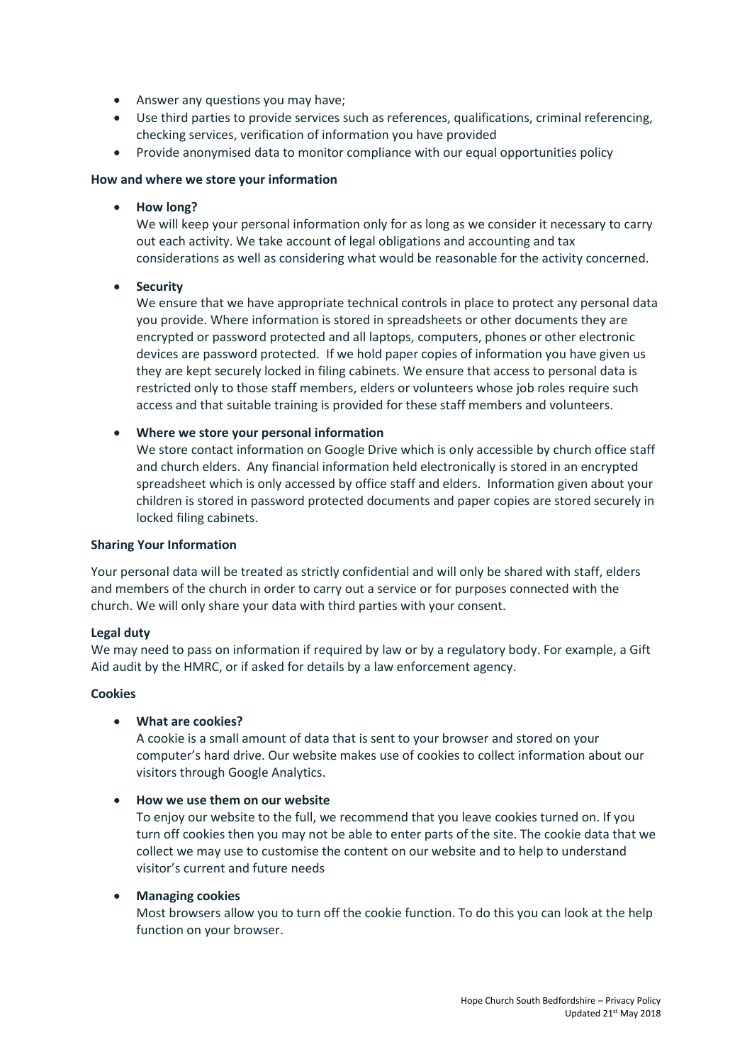- Answer any questions you may have;
- Use third parties to provide services such as references, qualifications, criminal referencing, checking services, verification of information you have provided
- Provide anonymised data to monitor compliance with our equal opportunities policy

**How and where we store your information**

- **How long?**
  We will keep your personal information only for as long as we consider it necessary to carry out each activity. We take account of legal obligations and accounting and tax considerations as well as considering what would be reasonable for the activity concerned.

- **Security**
  We ensure that we have appropriate technical controls in place to protect any personal data you provide. Where information is stored in spreadsheets or other documents they are encrypted or password protected and all laptops, computers, phones or other electronic devices are password protected. If we hold paper copies of information you have given us they are kept securely locked in filing cabinets. We ensure that access to personal data is restricted only to those staff members, elders or volunteers whose job roles require such access and that suitable training is provided for these staff members and volunteers.

- **Where we store your personal information**
  We store contact information on Google Drive which is only accessible by church office staff and church elders. Any financial information held electronically is stored in an encrypted spreadsheet which is only accessed by office staff and elders. Information given about your children is stored in password protected documents and paper copies are stored securely in locked filing cabinets.

**Sharing Your Information**

Your personal data will be treated as strictly confidential and will only be shared with staff, elders and members of the church in order to carry out a service or for purposes connected with the church. We will only share your data with third parties with your consent.

**Legal duty**

We may need to pass on information if required by law or by a regulatory body. For example, a Gift Aid audit by the HMRC, or if asked for details by a law enforcement agency.

**Cookies**

- **What are cookies?**
  A cookie is a small amount of data that is sent to your browser and stored on your computer's hard drive. Our website makes use of cookies to collect information about our visitors through Google Analytics.

- **How we use them on our website**
  To enjoy our website to the full, we recommend that you leave cookies turned on. If you turn off cookies then you may not be able to enter parts of the site. The cookie data that we collect we may use to customise the content on our website and to help to understand visitor's current and future needs

- **Managing cookies**
  Most browsers allow you to turn off the cookie function. To do this you can look at the help function on your browser.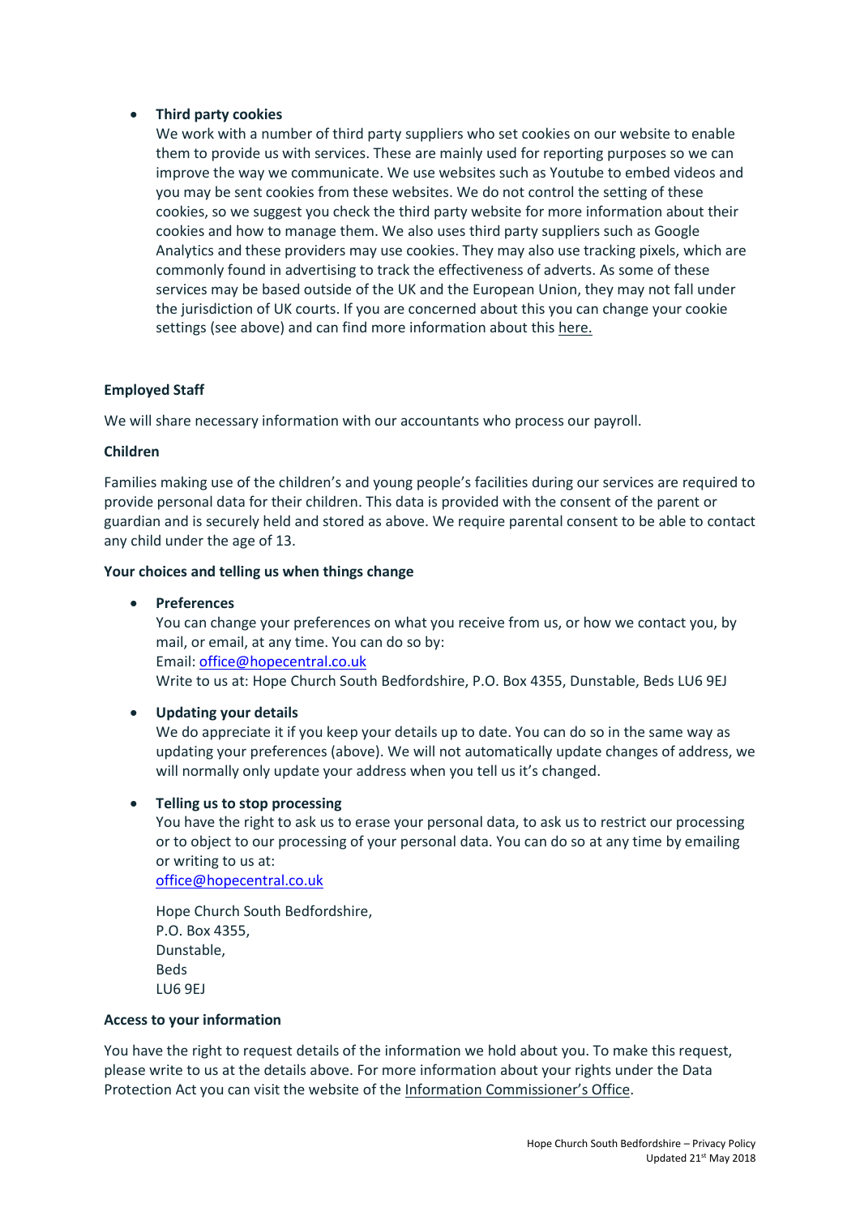- **Third party cookies**
  We work with a number of third party suppliers who set cookies on our website to enable them to provide us with services. These are mainly used for reporting purposes so we can improve the way we communicate. We use websites such as Youtube to embed videos and you may be sent cookies from these websites. We do not control the setting of these cookies, so we suggest you check the third party website for more information about their cookies and how to manage them. We also uses third party suppliers such as Google Analytics and these providers may use cookies. They may also use tracking pixels, which are commonly found in advertising to track the effectiveness of adverts. As some of these services may be based outside of the UK and the European Union, they may not fall under the jurisdiction of UK courts. If you are concerned about this you can change your cookie settings (see above) and can find more information about this here.

**Employed Staff**

We will share necessary information with our accountants who process our payroll.

**Children**

Families making use of the children's and young people's facilities during our services are required to provide personal data for their children. This data is provided with the consent of the parent or guardian and is securely held and stored as above. We require parental consent to be able to contact any child under the age of 13.

**Your choices and telling us when things change**

- **Preferences**
  You can change your preferences on what you receive from us, or how we contact you, by mail, or email, at any time. You can do so by:
  Email: office@hopecentral.co.uk
  Write to us at: Hope Church South Bedfordshire, P.O. Box 4355, Dunstable, Beds LU6 9EJ

- **Updating your details**
  We do appreciate it if you keep your details up to date. You can do so in the same way as updating your preferences (above). We will not automatically update changes of address, we will normally only update your address when you tell us it's changed.

- **Telling us to stop processing**
  You have the right to ask us to erase your personal data, to ask us to restrict our processing or to object to our processing of your personal data. You can do so at any time by emailing or writing to us at:
  office@hopecentral.co.uk

  Hope Church South Bedfordshire,
  P.O. Box 4355,
  Dunstable,
  Beds
  LU6 9EJ

**Access to your information**

You have the right to request details of the information we hold about you. To make this request, please write to us at the details above. For more information about your rights under the Data Protection Act you can visit the website of the Information Commissioner's Office.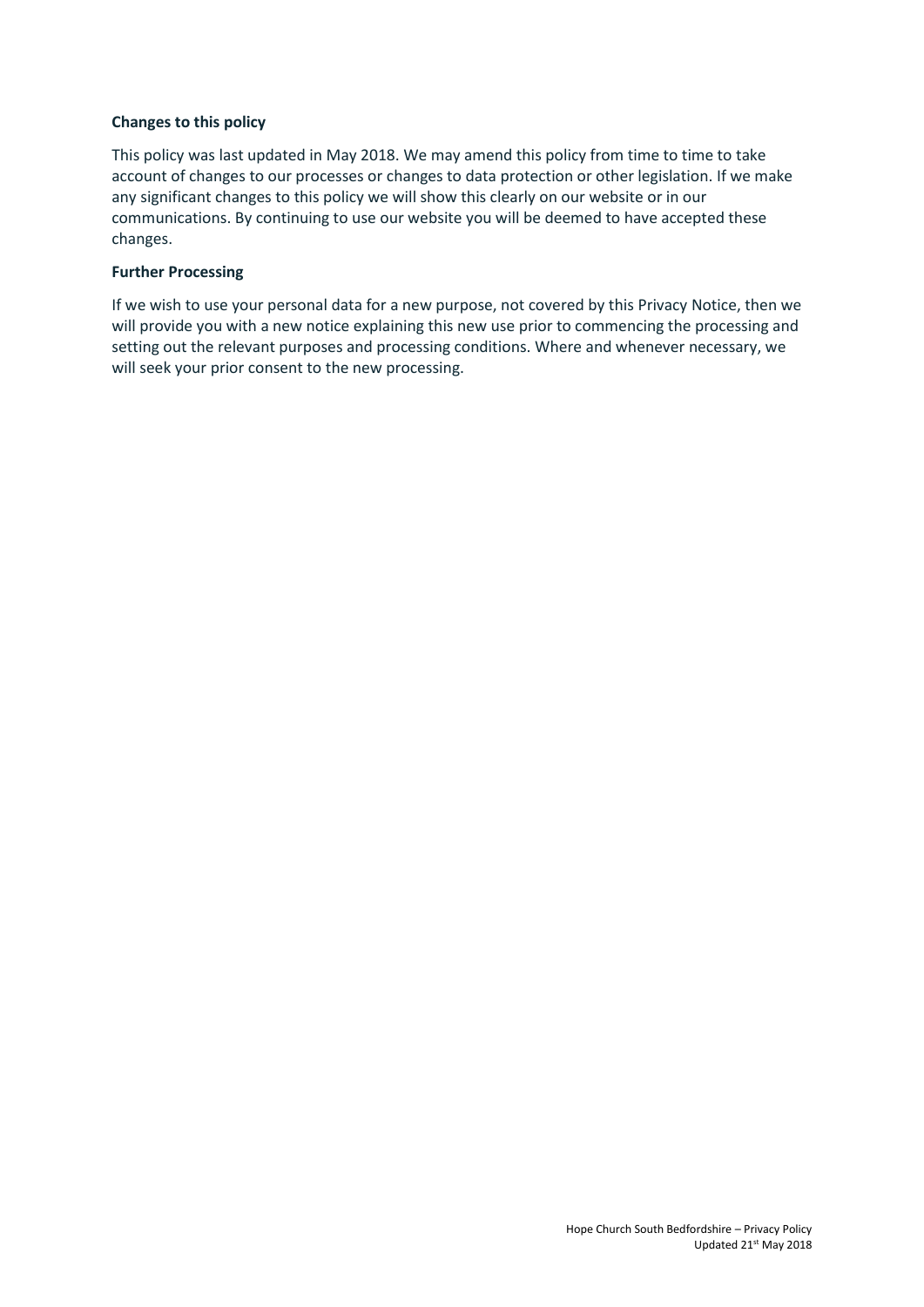**Changes to this policy**

This policy was last updated in May 2018. We may amend this policy from time to time to take account of changes to our processes or changes to data protection or other legislation. If we make any significant changes to this policy we will show this clearly on our website or in our communications. By continuing to use our website you will be deemed to have accepted these changes.

**Further Processing**

If we wish to use your personal data for a new purpose, not covered by this Privacy Notice, then we will provide you with a new notice explaining this new use prior to commencing the processing and setting out the relevant purposes and processing conditions. Where and whenever necessary, we will seek your prior consent to the new processing.